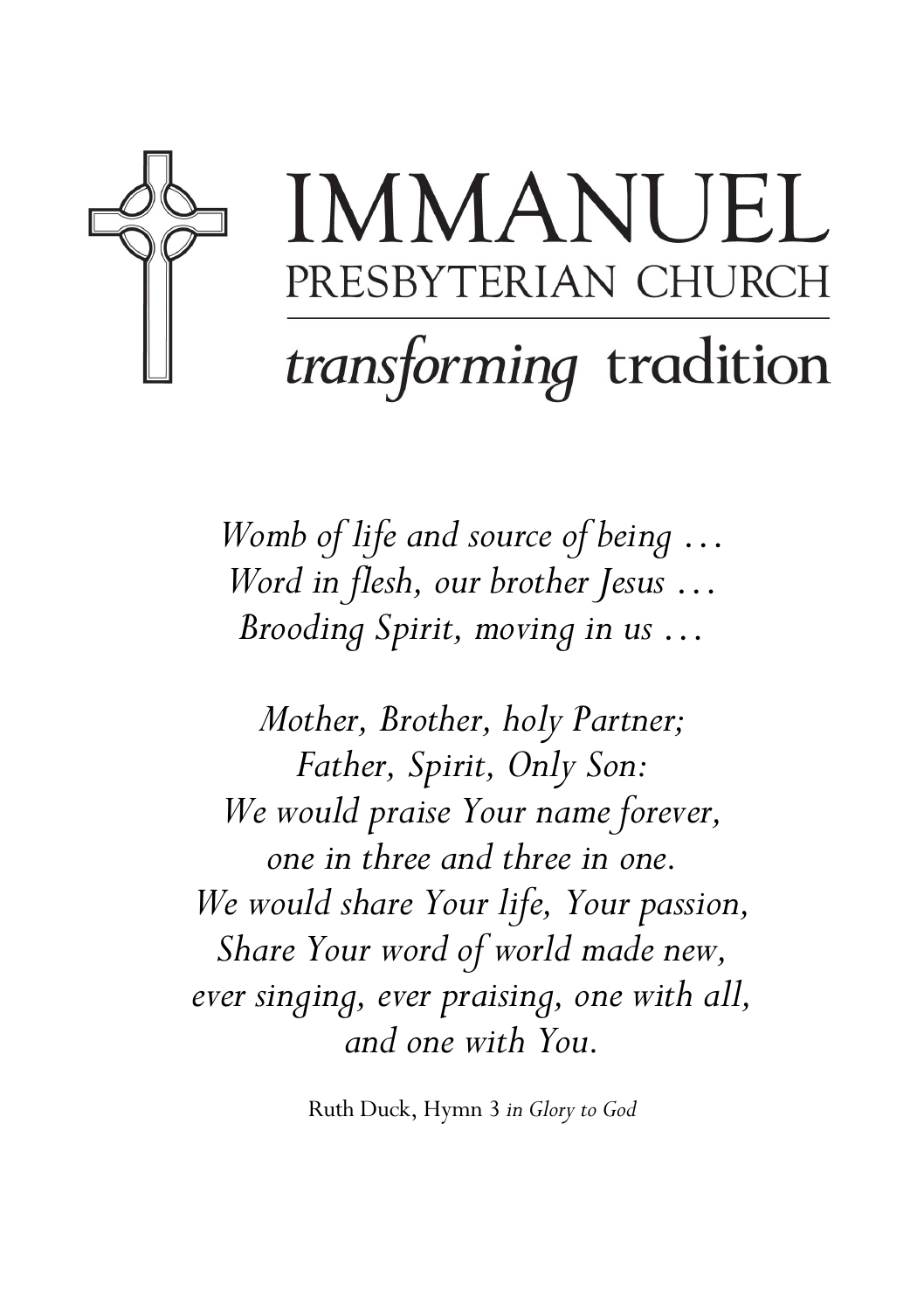# IMMANUEL

## PRESBYTERIAN CHURCH

*transforming* tradition

*Womb of life and source of being …*
*Word in flesh, our brother Jesus …*
*Brooding Spirit, moving in us …*

*Mother, Brother, holy Partner;*
*Father, Spirit, Only Son:*
*We would praise Your name forever,*
*one in three and three in one.*
*We would share Your life, Your passion,*
*Share Your word of world made new,*
*ever singing, ever praising, one with all,*
*and one with You.*

Ruth Duck, Hymn 3 *in Glory to God*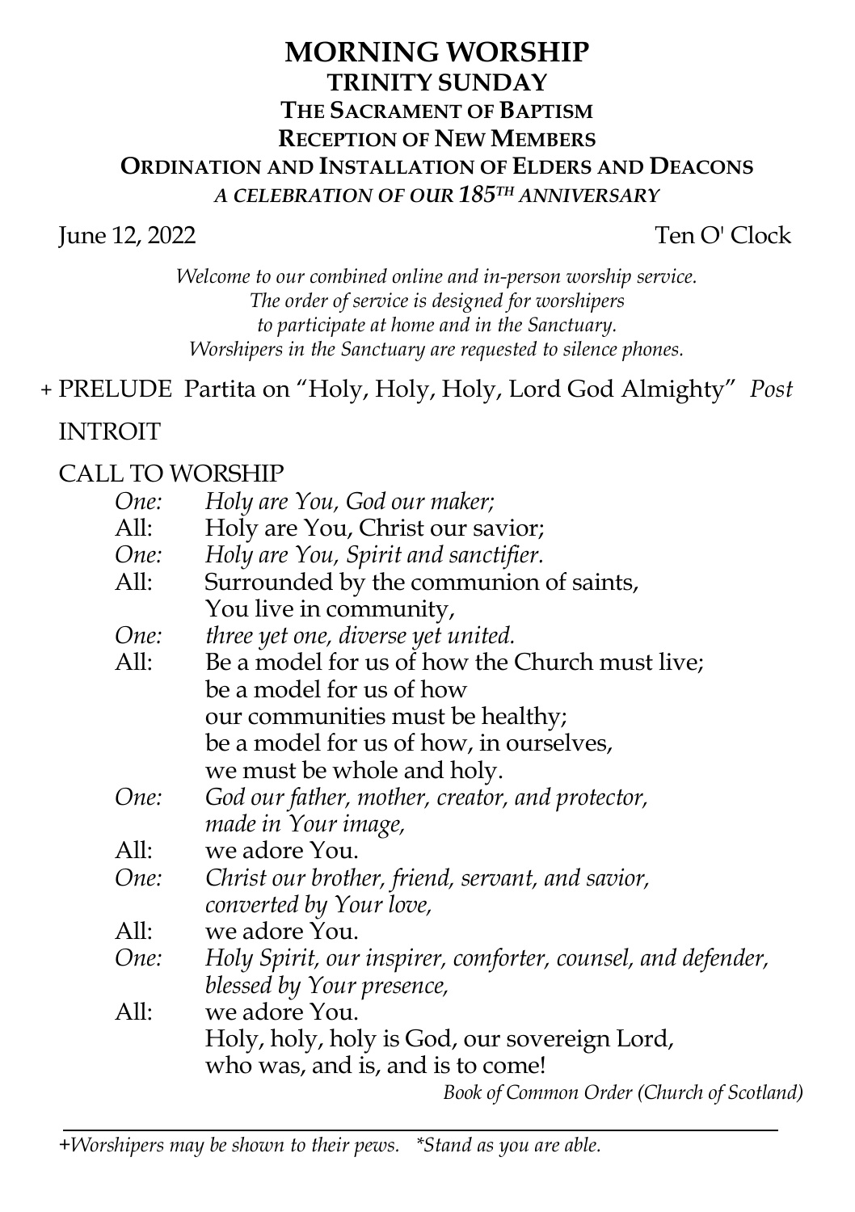# MORNING WORSHIP

## TRINITY SUNDAY

### THE SACRAMENT OF BAPTISM

### RECEPTION OF NEW MEMBERS

### ORDINATION AND INSTALLATION OF ELDERS AND DEACONS

*A CELEBRATION OF OUR 185TH ANNIVERSARY*

June 12, 2022 Ten O' Clock

*Welcome to our combined online and in-person worship service.*
*The order of service is designed for worshipers*
*to participate at home and in the Sanctuary.*
*Worshipers in the Sanctuary are requested to silence phones.*

+ PRELUDE Partita on "Holy, Holy, Holy, Lord God Almighty" *Post*

INTROIT

CALL TO WORSHIP

*One:* *Holy are You, God our maker;*
All: Holy are You, Christ our savior;
*One:* *Holy are You, Spirit and sanctifier.*
All: Surrounded by the communion of saints,
You live in community,
*One:* *three yet one, diverse yet united.*
All: Be a model for us of how the Church must live;
be a model for us of how
our communities must be healthy;
be a model for us of how, in ourselves,
we must be whole and holy.
*One:* *God our father, mother, creator, and protector,*
*made in Your image,*
All: we adore You.
*One:* *Christ our brother, friend, servant, and savior,*
*converted by Your love,*
All: we adore You.
*One:* *Holy Spirit, our inspirer, comforter, counsel, and defender,*
*blessed by Your presence,*
All: we adore You.
Holy, holy, holy is God, our sovereign Lord,
who was, and is, and is to come!

*Book of Common Order (Church of Scotland)*

*+Worshipers may be shown to their pews. *Stand as you are able.*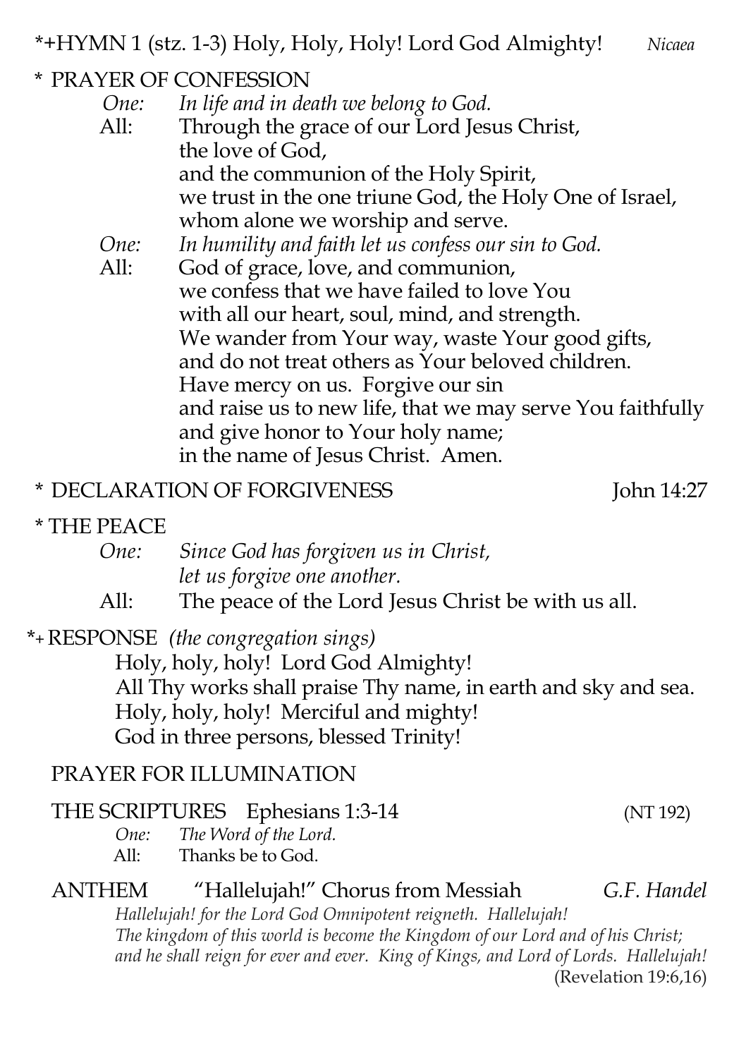*+HYMN 1 (stz. 1-3) Holy, Holy, Holy! Lord God Almighty! *Nicaea*

\* PRAYER OF CONFESSION

*One:* *In life and in death we belong to God.*

All: Through the grace of our Lord Jesus Christ,
the love of God,
and the communion of the Holy Spirit,
we trust in the one triune God, the Holy One of Israel,
whom alone we worship and serve.

*One:* *In humility and faith let us confess our sin to God.*

All: God of grace, love, and communion,
we confess that we have failed to love You
with all our heart, soul, mind, and strength.
We wander from Your way, waste Your good gifts,
and do not treat others as Your beloved children.
Have mercy on us. Forgive our sin
and raise us to new life, that we may serve You faithfully
and give honor to Your holy name;
in the name of Jesus Christ. Amen.

\* DECLARATION OF FORGIVENESS John 14:27

\* THE PEACE

*One:* *Since God has forgiven us in Christ,*
*let us forgive one another.*

All: The peace of the Lord Jesus Christ be with us all.

*+ RESPONSE *(the congregation sings)*

Holy, holy, holy! Lord God Almighty!
All Thy works shall praise Thy name, in earth and sky and sea.
Holy, holy, holy! Merciful and mighty!
God in three persons, blessed Trinity!

PRAYER FOR ILLUMINATION

THE SCRIPTURES Ephesians 1:3-14 (NT 192)

*One:* *The Word of the Lord.*

All: Thanks be to God.

ANTHEM "Hallelujah!" Chorus from Messiah *G.F. Handel*

*Hallelujah! for the Lord God Omnipotent reigneth. Hallelujah!*
*The kingdom of this world is become the Kingdom of our Lord and of his Christ;*
*and he shall reign for ever and ever. King of Kings, and Lord of Lords. Hallelujah!*
(Revelation 19:6,16)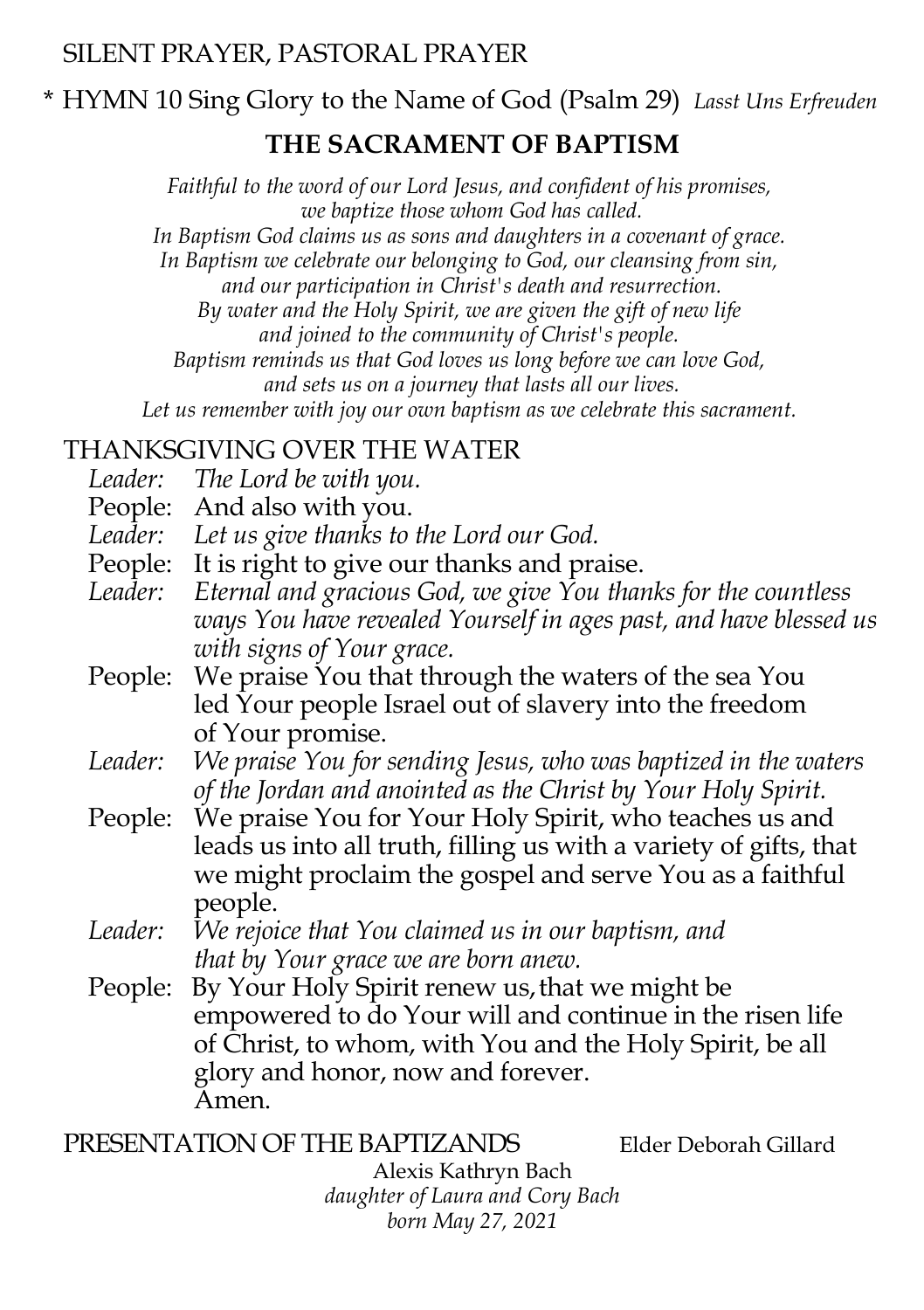SILENT PRAYER, PASTORAL PRAYER

\* HYMN 10 Sing Glory to the Name of God (Psalm 29) *Lasst Uns Erfreuden*

## THE SACRAMENT OF BAPTISM

*Faithful to the word of our Lord Jesus, and confident of his promises,*
*we baptize those whom God has called.*
*In Baptism God claims us as sons and daughters in a covenant of grace.*
*In Baptism we celebrate our belonging to God, our cleansing from sin,*
*and our participation in Christ's death and resurrection.*
*By water and the Holy Spirit, we are given the gift of new life*
*and joined to the community of Christ's people.*
*Baptism reminds us that God loves us long before we can love God,*
*and sets us on a journey that lasts all our lives.*
*Let us remember with joy our own baptism as we celebrate this sacrament.*

THANKSGIVING OVER THE WATER

*Leader:* *The Lord be with you.*

People: And also with you.

*Leader:* *Let us give thanks to the Lord our God.*

People: It is right to give our thanks and praise.

*Leader:* *Eternal and gracious God, we give You thanks for the countless ways You have revealed Yourself in ages past, and have blessed us with signs of Your grace.*

People: We praise You that through the waters of the sea You led Your people Israel out of slavery into the freedom of Your promise.

*Leader:* *We praise You for sending Jesus, who was baptized in the waters of the Jordan and anointed as the Christ by Your Holy Spirit.*

People: We praise You for Your Holy Spirit, who teaches us and leads us into all truth, filling us with a variety of gifts, that we might proclaim the gospel and serve You as a faithful people.

*Leader:* *We rejoice that You claimed us in our baptism, and that by Your grace we are born anew.*

People: By Your Holy Spirit renew us, that we might be empowered to do Your will and continue in the risen life of Christ, to whom, with You and the Holy Spirit, be all glory and honor, now and forever.
Amen.

PRESENTATION OF THE BAPTIZANDS — Elder Deborah Gillard

Alexis Kathryn Bach
*daughter of Laura and Cory Bach*
*born May 27, 2021*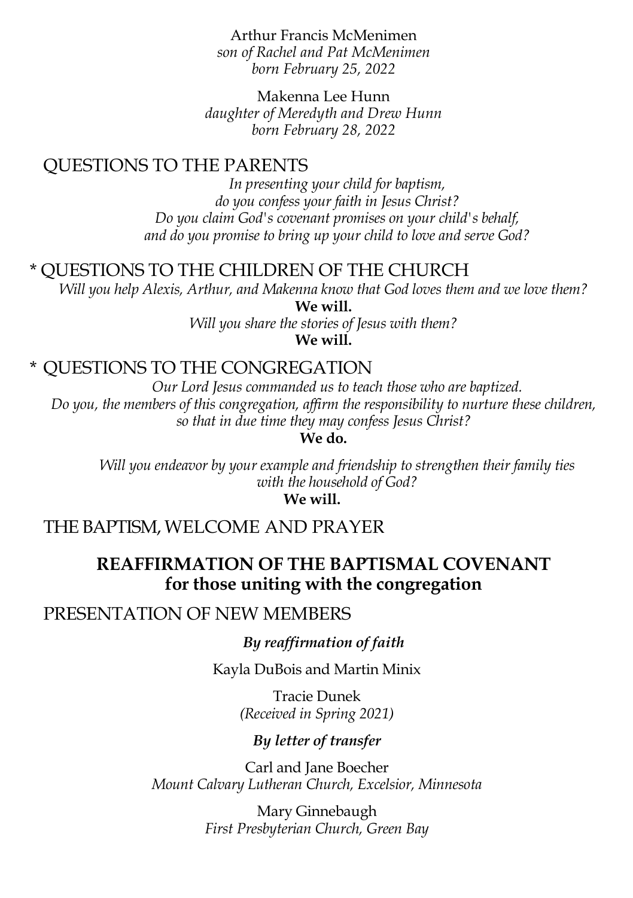Arthur Francis McMenimen
*son of Rachel and Pat McMenimen*
*born February 25, 2022*

Makenna Lee Hunn
*daughter of Meredyth and Drew Hunn*
*born February 28, 2022*

## QUESTIONS TO THE PARENTS

*In presenting your child for baptism,*
*do you confess your faith in Jesus Christ?*
*Do you claim God's covenant promises on your child's behalf,*
*and do you promise to bring up your child to love and serve God?*

## * QUESTIONS TO THE CHILDREN OF THE CHURCH

*Will you help Alexis, Arthur, and Makenna know that God loves them and we love them?*
**We will.**
*Will you share the stories of Jesus with them?*
**We will.**

## * QUESTIONS TO THE CONGREGATION

*Our Lord Jesus commanded us to teach those who are baptized.*
*Do you, the members of this congregation, affirm the responsibility to nurture these children,*
*so that in due time they may confess Jesus Christ?*
**We do.**

*Will you endeavor by your example and friendship to strengthen their family ties*
*with the household of God?*
**We will.**

## THE BAPTISM, WELCOME AND PRAYER

# REAFFIRMATION OF THE BAPTISMAL COVENANT for those uniting with the congregation

## PRESENTATION OF NEW MEMBERS

***By reaffirmation of faith***

Kayla DuBois and Martin Minix

Tracie Dunek
*(Received in Spring 2021)*

***By letter of transfer***

Carl and Jane Boecher
*Mount Calvary Lutheran Church, Excelsior, Minnesota*

Mary Ginnebaugh
*First Presbyterian Church, Green Bay*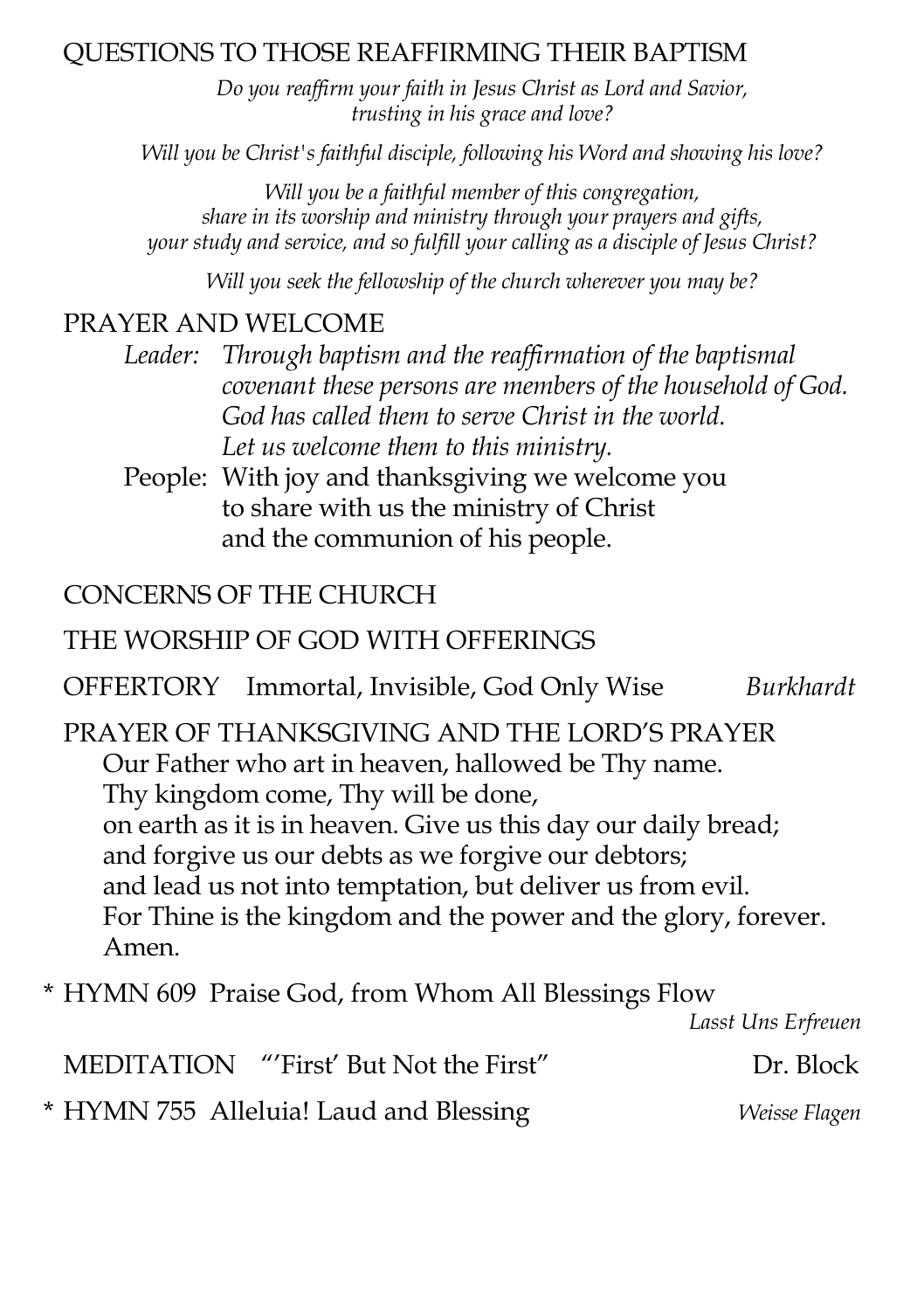## QUESTIONS TO THOSE REAFFIRMING THEIR BAPTISM

*Do you reaffirm your faith in Jesus Christ as Lord and Savior, trusting in his grace and love?*

*Will you be Christ's faithful disciple, following his Word and showing his love?*

*Will you be a faithful member of this congregation, share in its worship and ministry through your prayers and gifts, your study and service, and so fulfill your calling as a disciple of Jesus Christ?*

*Will you seek the fellowship of the church wherever you may be?*

## PRAYER AND WELCOME

*Leader: Through baptism and the reaffirmation of the baptismal covenant these persons are members of the household of God. God has called them to serve Christ in the world. Let us welcome them to this ministry.*

People: With joy and thanksgiving we welcome you
to share with us the ministry of Christ
and the communion of his people.

## CONCERNS OF THE CHURCH

## THE WORSHIP OF GOD WITH OFFERINGS

OFFERTORY Immortal, Invisible, God Only Wise *Burkhardt*

## PRAYER OF THANKSGIVING AND THE LORD'S PRAYER

Our Father who art in heaven, hallowed be Thy name.
Thy kingdom come, Thy will be done,
on earth as it is in heaven. Give us this day our daily bread;
and forgive us our debts as we forgive our debtors;
and lead us not into temptation, but deliver us from evil.
For Thine is the kingdom and the power and the glory, forever.
Amen.

\* HYMN 609 Praise God, from Whom All Blessings Flow *Lasst Uns Erfreuen*

MEDITATION "'First' But Not the First" Dr. Block

\* HYMN 755 Alleluia! Laud and Blessing *Weisse Flagen*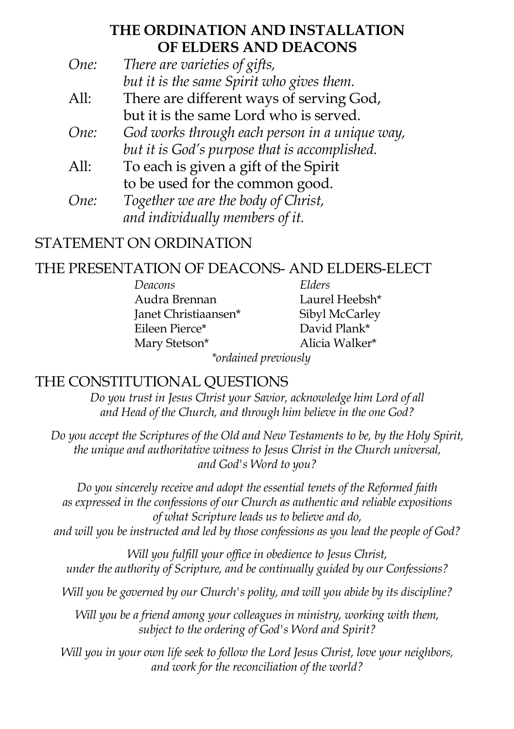## THE ORDINATION AND INSTALLATION OF ELDERS AND DEACONS

*One:* *There are varieties of gifts,*
*but it is the same Spirit who gives them.*

All: There are different ways of serving God,
but it is the same Lord who is served.

*One:* *God works through each person in a unique way,*
*but it is God's purpose that is accomplished.*

All: To each is given a gift of the Spirit
to be used for the common good.

*One:* *Together we are the body of Christ,*
*and individually members of it.*

STATEMENT ON ORDINATION

THE PRESENTATION OF DEACONS- AND ELDERS-ELECT

| *Deacons* | *Elders* |
| --- | --- |
| Audra Brennan | Laurel Heebsh* |
| Janet Christiaansen* | Sibyl McCarley |
| Eileen Pierce* | David Plank* |
| Mary Stetson* | Alicia Walker* |

*\*ordained previously*

THE CONSTITUTIONAL QUESTIONS

*Do you trust in Jesus Christ your Savior, acknowledge him Lord of all and Head of the Church, and through him believe in the one God?*

*Do you accept the Scriptures of the Old and New Testaments to be, by the Holy Spirit, the unique and authoritative witness to Jesus Christ in the Church universal, and God's Word to you?*

*Do you sincerely receive and adopt the essential tenets of the Reformed faith as expressed in the confessions of our Church as authentic and reliable expositions of what Scripture leads us to believe and do, and will you be instructed and led by those confessions as you lead the people of God?*

*Will you fulfill your office in obedience to Jesus Christ, under the authority of Scripture, and be continually guided by our Confessions?*

*Will you be governed by our Church's polity, and will you abide by its discipline?*

*Will you be a friend among your colleagues in ministry, working with them, subject to the ordering of God's Word and Spirit?*

*Will you in your own life seek to follow the Lord Jesus Christ, love your neighbors, and work for the reconciliation of the world?*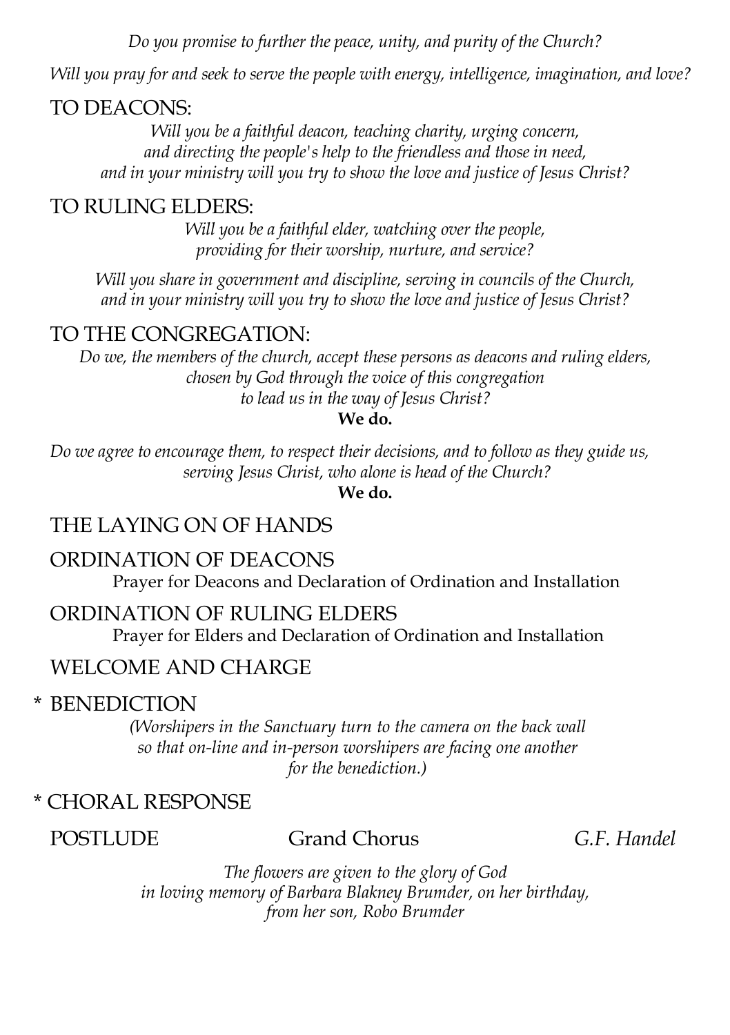*Do you promise to further the peace, unity, and purity of the Church?*

*Will you pray for and seek to serve the people with energy, intelligence, imagination, and love?*

## TO DEACONS:

*Will you be a faithful deacon, teaching charity, urging concern,*
*and directing the people's help to the friendless and those in need,*
*and in your ministry will you try to show the love and justice of Jesus Christ?*

## TO RULING ELDERS:

*Will you be a faithful elder, watching over the people,*
*providing for their worship, nurture, and service?*

*Will you share in government and discipline, serving in councils of the Church,*
*and in your ministry will you try to show the love and justice of Jesus Christ?*

## TO THE CONGREGATION:

*Do we, the members of the church, accept these persons as deacons and ruling elders,*
*chosen by God through the voice of this congregation*
*to lead us in the way of Jesus Christ?*

**We do.**

*Do we agree to encourage them, to respect their decisions, and to follow as they guide us,*
*serving Jesus Christ, who alone is head of the Church?*

**We do.**

## THE LAYING ON OF HANDS

## ORDINATION OF DEACONS

Prayer for Deacons and Declaration of Ordination and Installation

## ORDINATION OF RULING ELDERS

Prayer for Elders and Declaration of Ordination and Installation

## WELCOME AND CHARGE

## * BENEDICTION

*(Worshipers in the Sanctuary turn to the camera on the back wall*
*so that on-line and in-person worshipers are facing one another*
*for the benediction.)*

## * CHORAL RESPONSE

## POSTLUDE — Grand Chorus — *G.F. Handel*

*The flowers are given to the glory of God*
*in loving memory of Barbara Blakney Brumder, on her birthday,*
*from her son, Robo Brumder*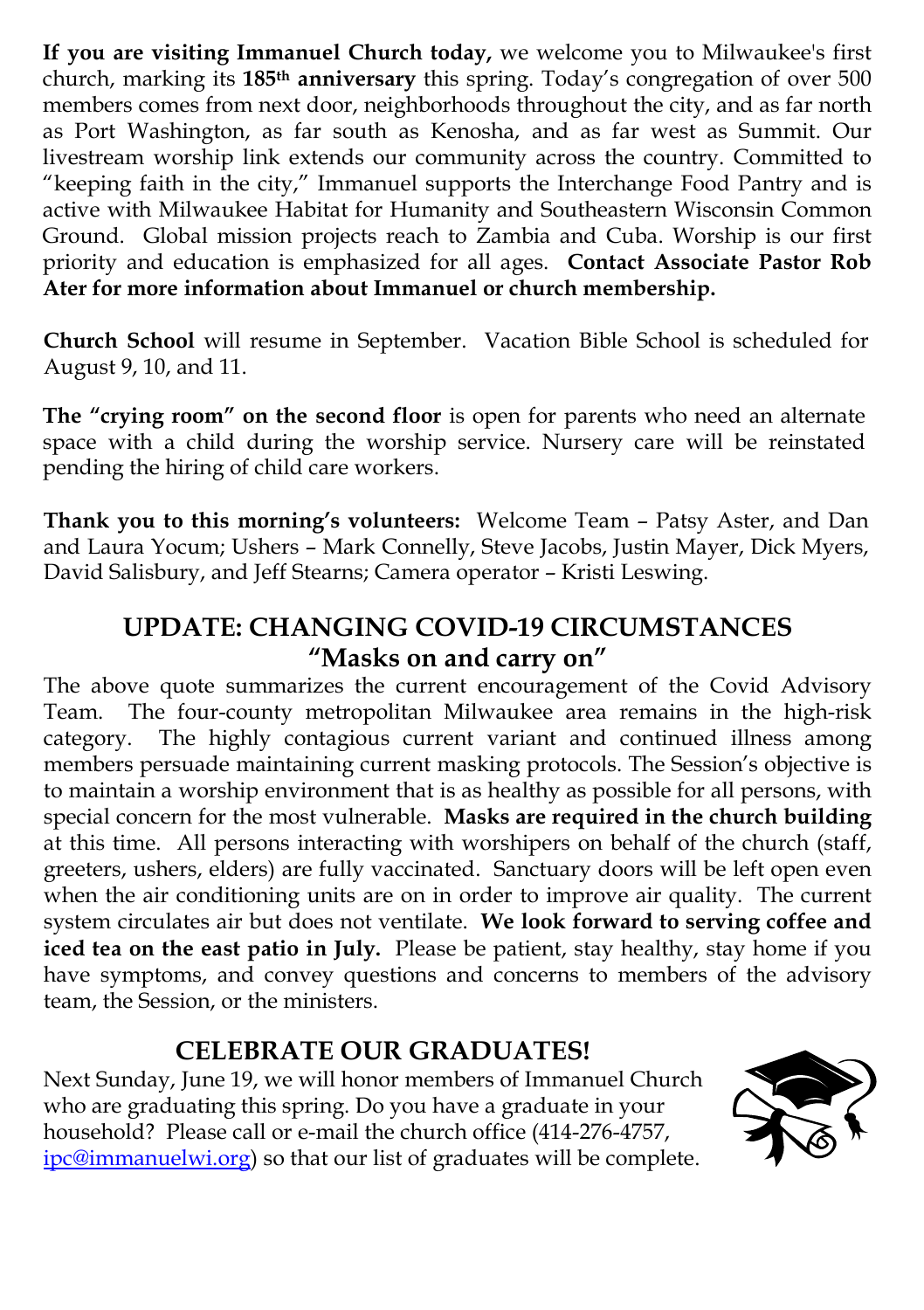**If you are visiting Immanuel Church today,** we welcome you to Milwaukee's first church, marking its **185th anniversary** this spring. Today's congregation of over 500 members comes from next door, neighborhoods throughout the city, and as far north as Port Washington, as far south as Kenosha, and as far west as Summit. Our livestream worship link extends our community across the country. Committed to "keeping faith in the city," Immanuel supports the Interchange Food Pantry and is active with Milwaukee Habitat for Humanity and Southeastern Wisconsin Common Ground. Global mission projects reach to Zambia and Cuba. Worship is our first priority and education is emphasized for all ages. **Contact Associate Pastor Rob Ater for more information about Immanuel or church membership.**

**Church School** will resume in September. Vacation Bible School is scheduled for August 9, 10, and 11.

**The "crying room" on the second floor** is open for parents who need an alternate space with a child during the worship service. Nursery care will be reinstated pending the hiring of child care workers.

**Thank you to this morning's volunteers:** Welcome Team – Patsy Aster, and Dan and Laura Yocum; Ushers – Mark Connelly, Steve Jacobs, Justin Mayer, Dick Myers, David Salisbury, and Jeff Stearns; Camera operator – Kristi Leswing.

## UPDATE: CHANGING COVID-19 CIRCUMSTANCES
## "Masks on and carry on"

The above quote summarizes the current encouragement of the Covid Advisory Team. The four-county metropolitan Milwaukee area remains in the high-risk category. The highly contagious current variant and continued illness among members persuade maintaining current masking protocols. The Session's objective is to maintain a worship environment that is as healthy as possible for all persons, with special concern for the most vulnerable. **Masks are required in the church building** at this time. All persons interacting with worshipers on behalf of the church (staff, greeters, ushers, elders) are fully vaccinated. Sanctuary doors will be left open even when the air conditioning units are on in order to improve air quality. The current system circulates air but does not ventilate. **We look forward to serving coffee and iced tea on the east patio in July.** Please be patient, stay healthy, stay home if you have symptoms, and convey questions and concerns to members of the advisory team, the Session, or the ministers.

## CELEBRATE OUR GRADUATES!

Next Sunday, June 19, we will honor members of Immanuel Church who are graduating this spring. Do you have a graduate in your household? Please call or e-mail the church office (414-276-4757, ipc@immanuelwi.org) so that our list of graduates will be complete.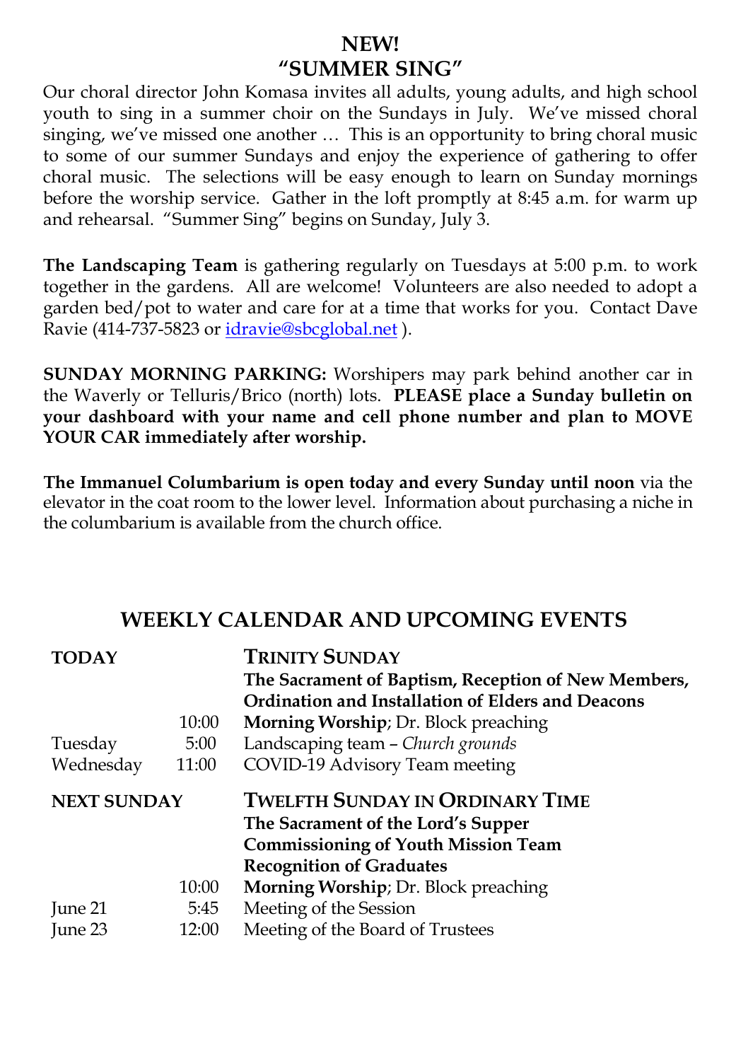## NEW!
## "SUMMER SING"

Our choral director John Komasa invites all adults, young adults, and high school youth to sing in a summer choir on the Sundays in July. We've missed choral singing, we've missed one another … This is an opportunity to bring choral music to some of our summer Sundays and enjoy the experience of gathering to offer choral music. The selections will be easy enough to learn on Sunday mornings before the worship service. Gather in the loft promptly at 8:45 a.m. for warm up and rehearsal. "Summer Sing" begins on Sunday, July 3.

**The Landscaping Team** is gathering regularly on Tuesdays at 5:00 p.m. to work together in the gardens. All are welcome! Volunteers are also needed to adopt a garden bed/pot to water and care for at a time that works for you. Contact Dave Ravie (414-737-5823 or idravie@sbcglobal.net ).

**SUNDAY MORNING PARKING:** Worshipers may park behind another car in the Waverly or Telluris/Brico (north) lots. **PLEASE place a Sunday bulletin on your dashboard with your name and cell phone number and plan to MOVE YOUR CAR immediately after worship.**

**The Immanuel Columbarium is open today and every Sunday until noon** via the elevator in the coat room to the lower level. Information about purchasing a niche in the columbarium is available from the church office.

## WEEKLY CALENDAR AND UPCOMING EVENTS

| | | |
|---|---|---|
| **TODAY** | | **TRINITY SUNDAY** |
| | | **The Sacrament of Baptism, Reception of New Members, Ordination and Installation of Elders and Deacons** |
| | 10:00 | **Morning Worship**; Dr. Block preaching |
| Tuesday | 5:00 | Landscaping team – *Church grounds* |
| Wednesday | 11:00 | COVID-19 Advisory Team meeting |
| **NEXT SUNDAY** | | **TWELFTH SUNDAY IN ORDINARY TIME** |
| | | **The Sacrament of the Lord's Supper** |
| | | **Commissioning of Youth Mission Team** |
| | | **Recognition of Graduates** |
| | 10:00 | **Morning Worship**; Dr. Block preaching |
| June 21 | 5:45 | Meeting of the Session |
| June 23 | 12:00 | Meeting of the Board of Trustees |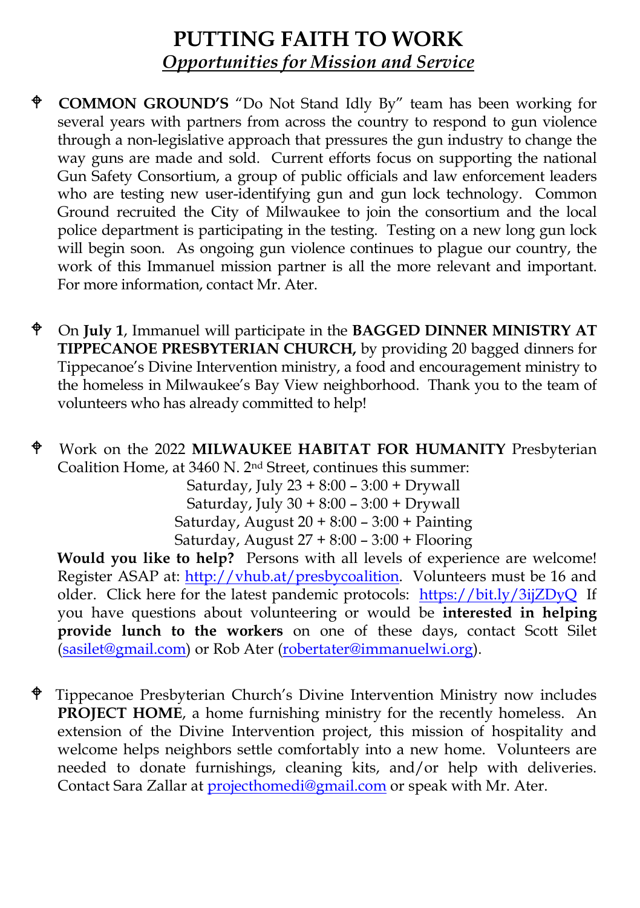# PUTTING FAITH TO WORK

## *Opportunities for Mission and Service*

- **COMMON GROUND'S** "Do Not Stand Idly By" team has been working for several years with partners from across the country to respond to gun violence through a non-legislative approach that pressures the gun industry to change the way guns are made and sold. Current efforts focus on supporting the national Gun Safety Consortium, a group of public officials and law enforcement leaders who are testing new user-identifying gun and gun lock technology. Common Ground recruited the City of Milwaukee to join the consortium and the local police department is participating in the testing. Testing on a new long gun lock will begin soon. As ongoing gun violence continues to plague our country, the work of this Immanuel mission partner is all the more relevant and important. For more information, contact Mr. Ater.

- On **July 1**, Immanuel will participate in the **BAGGED DINNER MINISTRY AT TIPPECANOE PRESBYTERIAN CHURCH,** by providing 20 bagged dinners for Tippecanoe's Divine Intervention ministry, a food and encouragement ministry to the homeless in Milwaukee's Bay View neighborhood. Thank you to the team of volunteers who has already committed to help!

- Work on the 2022 **MILWAUKEE HABITAT FOR HUMANITY** Presbyterian Coalition Home, at 3460 N. 2nd Street, continues this summer:

  Saturday, July 23 + 8:00 – 3:00 + Drywall
  Saturday, July 30 + 8:00 – 3:00 + Drywall
  Saturday, August 20 + 8:00 – 3:00 + Painting
  Saturday, August 27 + 8:00 – 3:00 + Flooring

  **Would you like to help?** Persons with all levels of experience are welcome! Register ASAP at: http://vhub.at/presbycoalition. Volunteers must be 16 and older. Click here for the latest pandemic protocols: https://bit.ly/3ijZDyQ If you have questions about volunteering or would be **interested in helping provide lunch to the workers** on one of these days, contact Scott Silet (sasilet@gmail.com) or Rob Ater (robertater@immanuelwi.org).

- Tippecanoe Presbyterian Church's Divine Intervention Ministry now includes **PROJECT HOME**, a home furnishing ministry for the recently homeless. An extension of the Divine Intervention project, this mission of hospitality and welcome helps neighbors settle comfortably into a new home. Volunteers are needed to donate furnishings, cleaning kits, and/or help with deliveries. Contact Sara Zallar at projecthomedi@gmail.com or speak with Mr. Ater.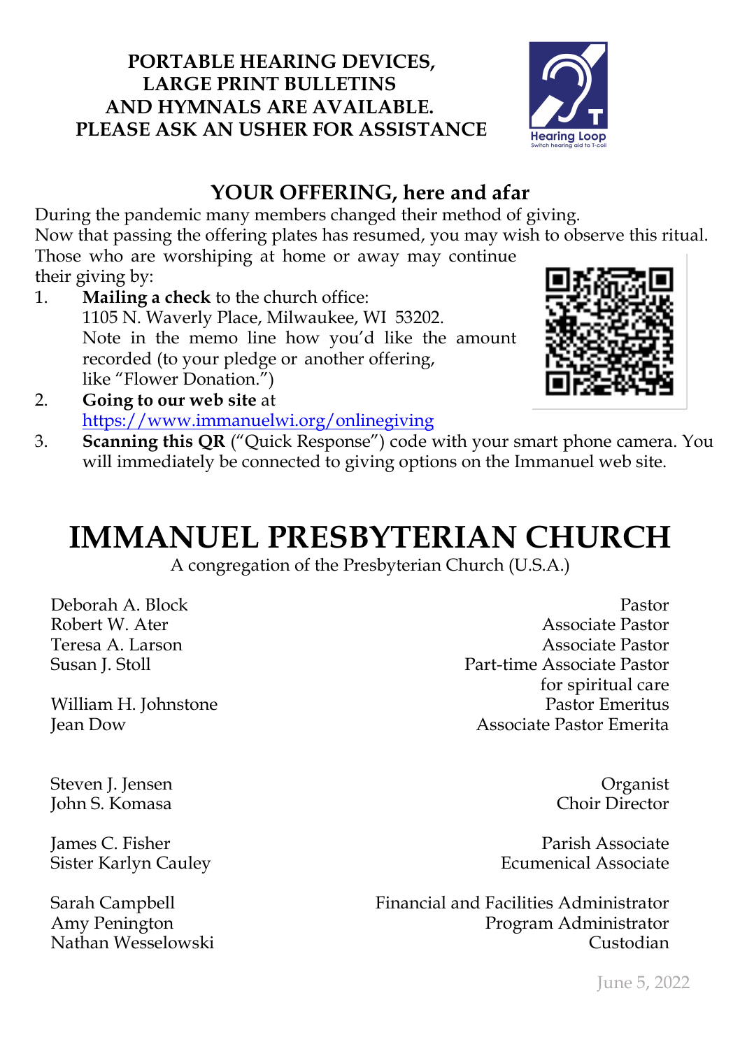**PORTABLE HEARING DEVICES, LARGE PRINT BULLETINS AND HYMNALS ARE AVAILABLE. PLEASE ASK AN USHER FOR ASSISTANCE**

Hearing Loop
Switch hearing aid to T-coil

## YOUR OFFERING, here and afar

During the pandemic many members changed their method of giving.
Now that passing the offering plates has resumed, you may wish to observe this ritual.
Those who are worshiping at home or away may continue their giving by:

1. **Mailing a check** to the church office:
   1105 N. Waverly Place, Milwaukee, WI 53202.
   Note in the memo line how you'd like the amount recorded (to your pledge or another offering, like "Flower Donation.")
2. **Going to our web site** at
   https://www.immanuelwi.org/onlinegiving
3. **Scanning this QR** ("Quick Response") code with your smart phone camera. You will immediately be connected to giving options on the Immanuel web site.

# IMMANUEL PRESBYTERIAN CHURCH

A congregation of the Presbyterian Church (U.S.A.)

| | |
|---|---|
| Deborah A. Block | Pastor |
| Robert W. Ater | Associate Pastor |
| Teresa A. Larson | Associate Pastor |
| Susan J. Stoll | Part-time Associate Pastor for spiritual care |
| William H. Johnstone | Pastor Emeritus |
| Jean Dow | Associate Pastor Emerita |
| Steven J. Jensen | Organist |
| John S. Komasa | Choir Director |
| James C. Fisher | Parish Associate |
| Sister Karlyn Cauley | Ecumenical Associate |
| Sarah Campbell | Financial and Facilities Administrator |
| Amy Penington | Program Administrator |
| Nathan Wesselowski | Custodian |

June 5, 2022